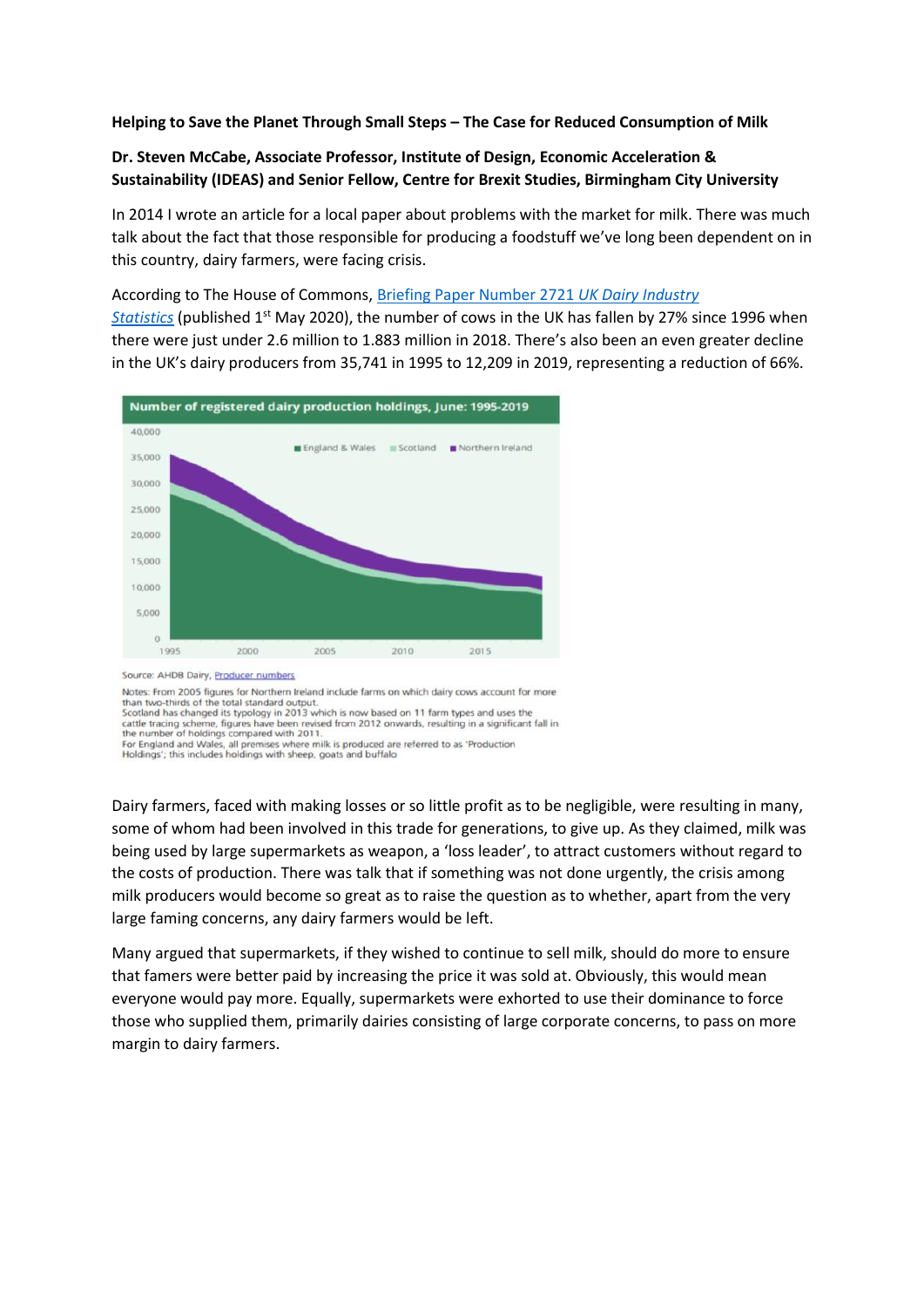**Helping to Save the Planet Through Small Steps – The Case for Reduced Consumption of Milk**

**Dr. Steven McCabe, Associate Professor, Institute of Design, Economic Acceleration & Sustainability (IDEAS) and Senior Fellow, Centre for Brexit Studies, Birmingham City University**

In 2014 I wrote an article for a local paper about problems with the market for milk. There was much talk about the fact that those responsible for producing a foodstuff we've long been dependent on in this country, dairy farmers, were facing crisis.

According to The House of Commons, [Briefing Paper Number 2721 *UK Dairy Industry Statistics*]() (published 1st May 2020), the number of cows in the UK has fallen by 27% since 1996 when there were just under 2.6 million to 1.883 million in 2018. There's also been an even greater decline in the UK's dairy producers from 35,741 in 1995 to 12,209 in 2019, representing a reduction of 66%.

**Number of registered dairy production holdings, June: 1995-2019**

Source: AHDB Dairy, [Producer numbers]()

Notes: From 2005 figures for Northern Ireland include farms on which dairy cows account for more than two-thirds of the total standard output.
Scotland has changed its typology in 2013 which is now based on 11 farm types and uses the cattle tracing scheme, figures have been revised from 2012 onwards, resulting in a significant fall in the number of holdings compared with 2011.
For England and Wales, all premises where milk is produced are referred to as 'Production Holdings'; this includes holdings with sheep, goats and buffalo

Dairy farmers, faced with making losses or so little profit as to be negligible, were resulting in many, some of whom had been involved in this trade for generations, to give up. As they claimed, milk was being used by large supermarkets as weapon, a 'loss leader', to attract customers without regard to the costs of production. There was talk that if something was not done urgently, the crisis among milk producers would become so great as to raise the question as to whether, apart from the very large faming concerns, any dairy farmers would be left.

Many argued that supermarkets, if they wished to continue to sell milk, should do more to ensure that famers were better paid by increasing the price it was sold at. Obviously, this would mean everyone would pay more. Equally, supermarkets were exhorted to use their dominance to force those who supplied them, primarily dairies consisting of large corporate concerns, to pass on more margin to dairy farmers.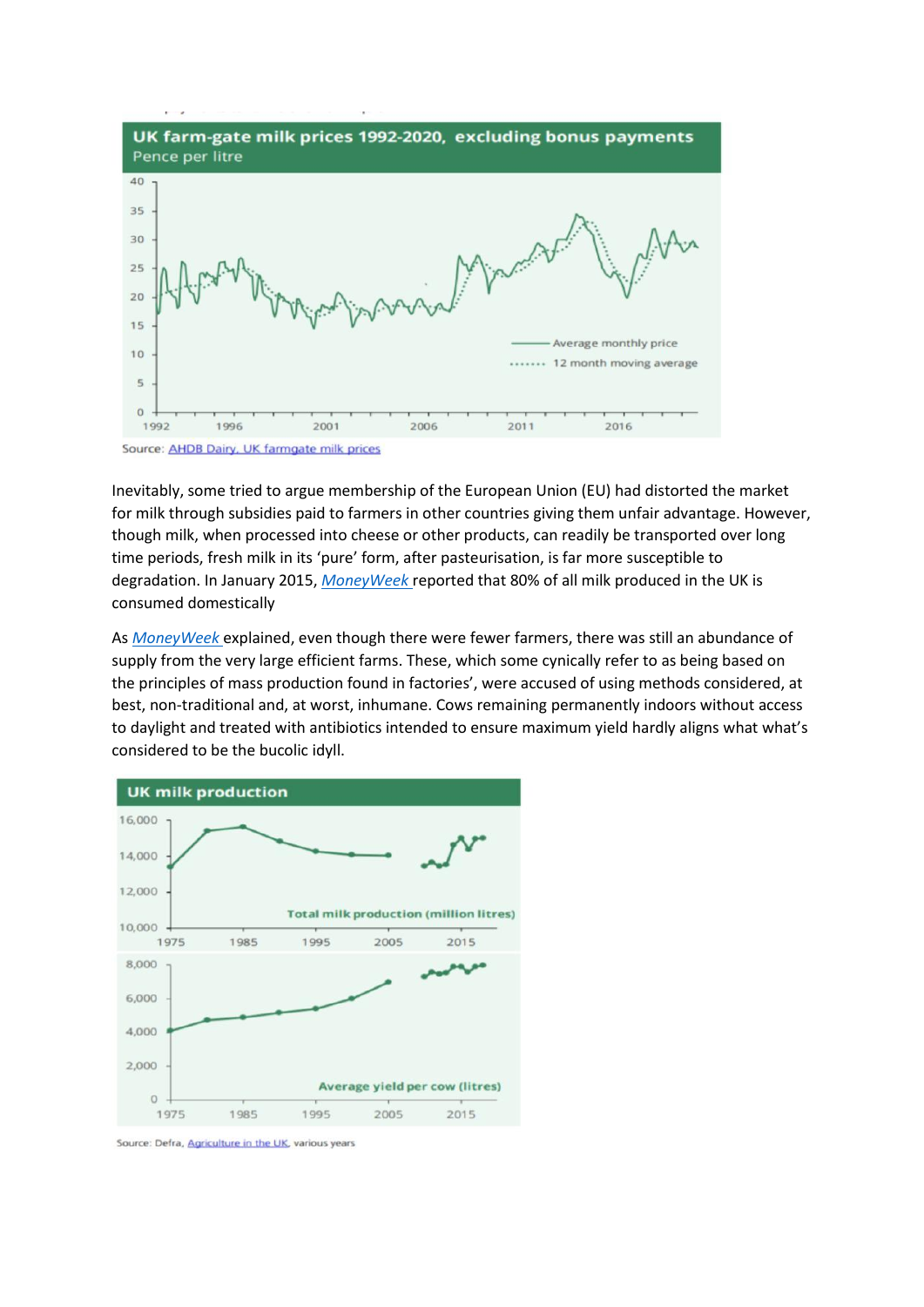**UK farm-gate milk prices 1992-2020, excluding bonus payments**
Pence per litre

Source: AHDB Dairy, UK farmgate milk prices

Inevitably, some tried to argue membership of the European Union (EU) had distorted the market for milk through subsidies paid to farmers in other countries giving them unfair advantage. However, though milk, when processed into cheese or other products, can readily be transported over long time periods, fresh milk in its 'pure' form, after pasteurisation, is far more susceptible to degradation. In January 2015, *MoneyWeek* reported that 80% of all milk produced in the UK is consumed domestically

As *MoneyWeek* explained, even though there were fewer farmers, there was still an abundance of supply from the very large efficient farms. These, which some cynically refer to as being based on the principles of mass production found in factories', were accused of using methods considered, at best, non-traditional and, at worst, inhumane. Cows remaining permanently indoors without access to daylight and treated with antibiotics intended to ensure maximum yield hardly aligns what what's considered to be the bucolic idyll.

**UK milk production**

Source: Defra, Agriculture in the UK, various years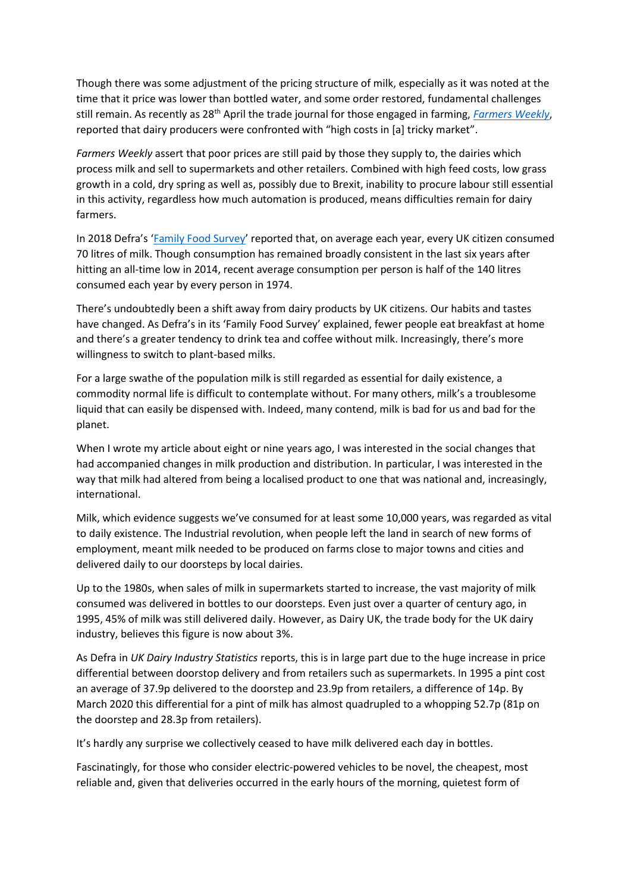Though there was some adjustment of the pricing structure of milk, especially as it was noted at the time that it price was lower than bottled water, and some order restored, fundamental challenges still remain. As recently as 28th April the trade journal for those engaged in farming, [*Farmers Weekly*](), reported that dairy producers were confronted with "high costs in [a] tricky market".

*Farmers Weekly* assert that poor prices are still paid by those they supply to, the dairies which process milk and sell to supermarkets and other retailers. Combined with high feed costs, low grass growth in a cold, dry spring as well as, possibly due to Brexit, inability to procure labour still essential in this activity, regardless how much automation is produced, means difficulties remain for dairy farmers.

In 2018 Defra's '[Family Food Survey]()' reported that, on average each year, every UK citizen consumed 70 litres of milk. Though consumption has remained broadly consistent in the last six years after hitting an all-time low in 2014, recent average consumption per person is half of the 140 litres consumed each year by every person in 1974.

There's undoubtedly been a shift away from dairy products by UK citizens. Our habits and tastes have changed. As Defra's in its 'Family Food Survey' explained, fewer people eat breakfast at home and there's a greater tendency to drink tea and coffee without milk. Increasingly, there's more willingness to switch to plant-based milks.

For a large swathe of the population milk is still regarded as essential for daily existence, a commodity normal life is difficult to contemplate without. For many others, milk's a troublesome liquid that can easily be dispensed with. Indeed, many contend, milk is bad for us and bad for the planet.

When I wrote my article about eight or nine years ago, I was interested in the social changes that had accompanied changes in milk production and distribution. In particular, I was interested in the way that milk had altered from being a localised product to one that was national and, increasingly, international.

Milk, which evidence suggests we've consumed for at least some 10,000 years, was regarded as vital to daily existence. The Industrial revolution, when people left the land in search of new forms of employment, meant milk needed to be produced on farms close to major towns and cities and delivered daily to our doorsteps by local dairies.

Up to the 1980s, when sales of milk in supermarkets started to increase, the vast majority of milk consumed was delivered in bottles to our doorsteps. Even just over a quarter of century ago, in 1995, 45% of milk was still delivered daily. However, as Dairy UK, the trade body for the UK dairy industry, believes this figure is now about 3%.

As Defra in *UK Dairy Industry Statistics* reports, this is in large part due to the huge increase in price differential between doorstop delivery and from retailers such as supermarkets. In 1995 a pint cost an average of 37.9p delivered to the doorstep and 23.9p from retailers, a difference of 14p. By March 2020 this differential for a pint of milk has almost quadrupled to a whopping 52.7p (81p on the doorstep and 28.3p from retailers).

It's hardly any surprise we collectively ceased to have milk delivered each day in bottles.

Fascinatingly, for those who consider electric-powered vehicles to be novel, the cheapest, most reliable and, given that deliveries occurred in the early hours of the morning, quietest form of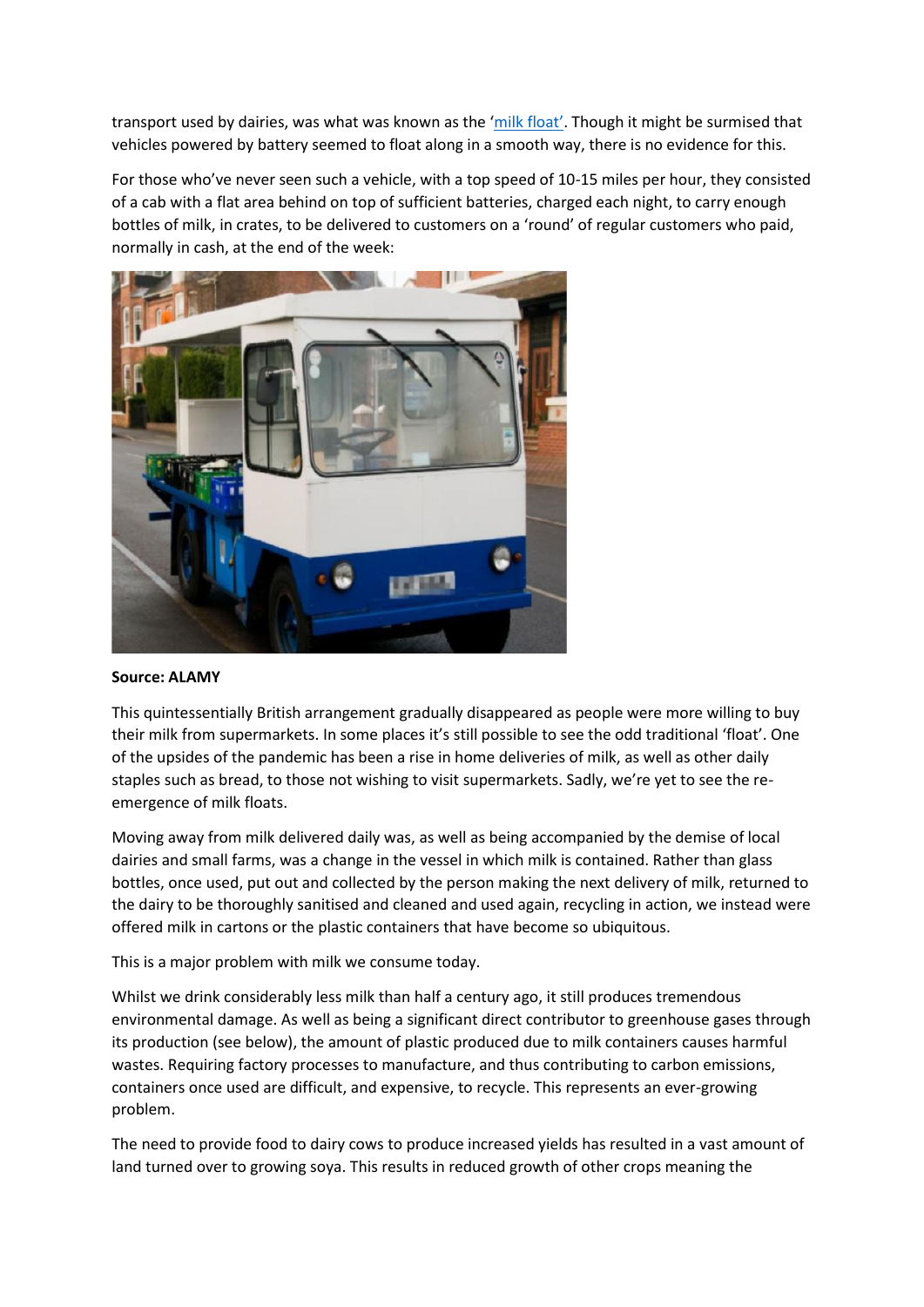transport used by dairies, was what was known as the '[milk float'](). Though it might be surmised that vehicles powered by battery seemed to float along in a smooth way, there is no evidence for this.

For those who've never seen such a vehicle, with a top speed of 10-15 miles per hour, they consisted of a cab with a flat area behind on top of sufficient batteries, charged each night, to carry enough bottles of milk, in crates, to be delivered to customers on a 'round' of regular customers who paid, normally in cash, at the end of the week:

**Source: ALAMY**

This quintessentially British arrangement gradually disappeared as people were more willing to buy their milk from supermarkets. In some places it's still possible to see the odd traditional 'float'. One of the upsides of the pandemic has been a rise in home deliveries of milk, as well as other daily staples such as bread, to those not wishing to visit supermarkets. Sadly, we're yet to see the re-emergence of milk floats.

Moving away from milk delivered daily was, as well as being accompanied by the demise of local dairies and small farms, was a change in the vessel in which milk is contained. Rather than glass bottles, once used, put out and collected by the person making the next delivery of milk, returned to the dairy to be thoroughly sanitised and cleaned and used again, recycling in action, we instead were offered milk in cartons or the plastic containers that have become so ubiquitous.

This is a major problem with milk we consume today.

Whilst we drink considerably less milk than half a century ago, it still produces tremendous environmental damage. As well as being a significant direct contributor to greenhouse gases through its production (see below), the amount of plastic produced due to milk containers causes harmful wastes. Requiring factory processes to manufacture, and thus contributing to carbon emissions, containers once used are difficult, and expensive, to recycle. This represents an ever-growing problem.

The need to provide food to dairy cows to produce increased yields has resulted in a vast amount of land turned over to growing soya. This results in reduced growth of other crops meaning the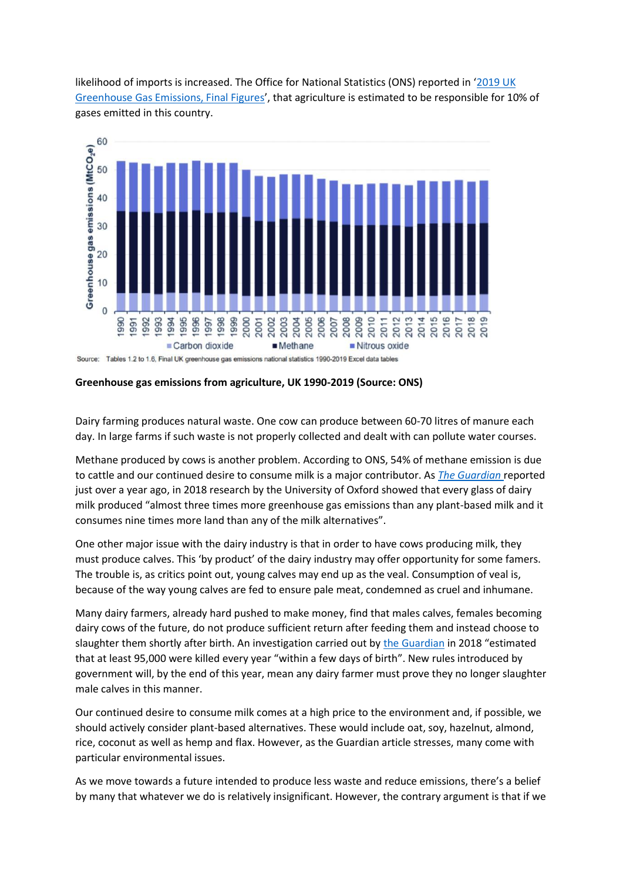likelihood of imports is increased. The Office for National Statistics (ONS) reported in '[2019 UK Greenhouse Gas Emissions, Final Figures]', that agriculture is estimated to be responsible for 10% of gases emitted in this country.

Source: Tables 1.2 to 1.6, Final UK greenhouse gas emissions national statistics 1990-2019 Excel data tables

**Greenhouse gas emissions from agriculture, UK 1990-2019 (Source: ONS)**

Dairy farming produces natural waste. One cow can produce between 60-70 litres of manure each day. In large farms if such waste is not properly collected and dealt with can pollute water courses.

Methane produced by cows is another problem. According to ONS, 54% of methane emission is due to cattle and our continued desire to consume milk is a major contributor. As *The Guardian* reported just over a year ago, in 2018 research by the University of Oxford showed that every glass of dairy milk produced "almost three times more greenhouse gas emissions than any plant-based milk and it consumes nine times more land than any of the milk alternatives".

One other major issue with the dairy industry is that in order to have cows producing milk, they must produce calves. This 'by product' of the dairy industry may offer opportunity for some famers. The trouble is, as critics point out, young calves may end up as the veal. Consumption of veal is, because of the way young calves are fed to ensure pale meat, condemned as cruel and inhumane.

Many dairy farmers, already hard pushed to make money, find that males calves, females becoming dairy cows of the future, do not produce sufficient return after feeding them and instead choose to slaughter them shortly after birth. An investigation carried out by the Guardian in 2018 "estimated that at least 95,000 were killed every year "within a few days of birth". New rules introduced by government will, by the end of this year, mean any dairy farmer must prove they no longer slaughter male calves in this manner.

Our continued desire to consume milk comes at a high price to the environment and, if possible, we should actively consider plant-based alternatives. These would include oat, soy, hazelnut, almond, rice, coconut as well as hemp and flax. However, as the Guardian article stresses, many come with particular environmental issues.

As we move towards a future intended to produce less waste and reduce emissions, there's a belief by many that whatever we do is relatively insignificant. However, the contrary argument is that if we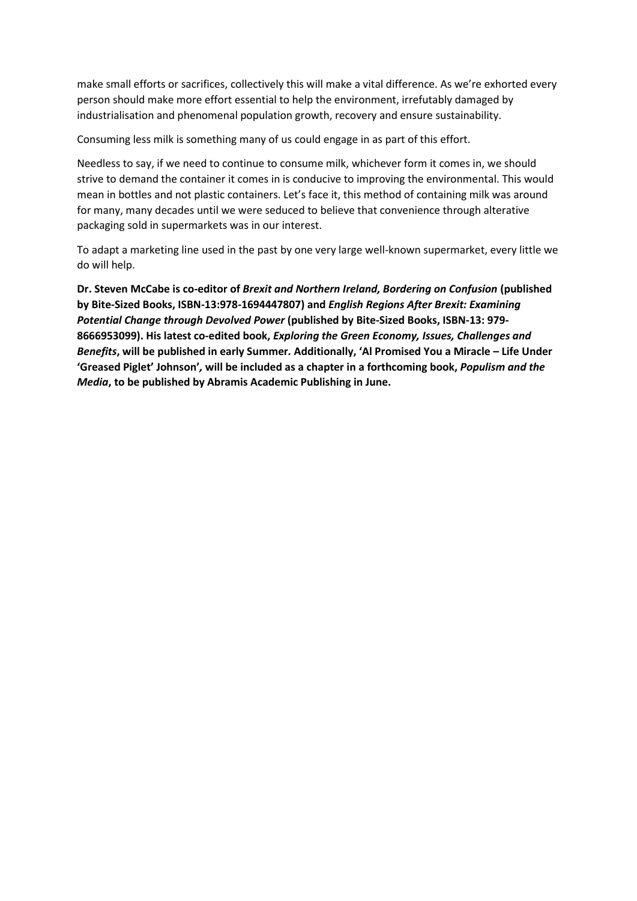make small efforts or sacrifices, collectively this will make a vital difference. As we're exhorted every person should make more effort essential to help the environment, irrefutably damaged by industrialisation and phenomenal population growth, recovery and ensure sustainability.

Consuming less milk is something many of us could engage in as part of this effort.

Needless to say, if we need to continue to consume milk, whichever form it comes in, we should strive to demand the container it comes in is conducive to improving the environmental. This would mean in bottles and not plastic containers. Let's face it, this method of containing milk was around for many, many decades until we were seduced to believe that convenience through alterative packaging sold in supermarkets was in our interest.

To adapt a marketing line used in the past by one very large well-known supermarket, every little we do will help.

**Dr. Steven McCabe is co-editor of *Brexit and Northern Ireland, Bordering on Confusion* (published by Bite-Sized Books, ISBN-13:978-1694447807) and *English Regions After Brexit: Examining Potential Change through Devolved Power* (published by Bite-Sized Books, ISBN-13: 979-8666953099). His latest co-edited book, *Exploring the Green Economy, Issues, Challenges and Benefits*, will be published in early Summer. Additionally, 'Al Promised You a Miracle – Life Under 'Greased Piglet' Johnson', will be included as a chapter in a forthcoming book, *Populism and the Media*, to be published by Abramis Academic Publishing in June.**